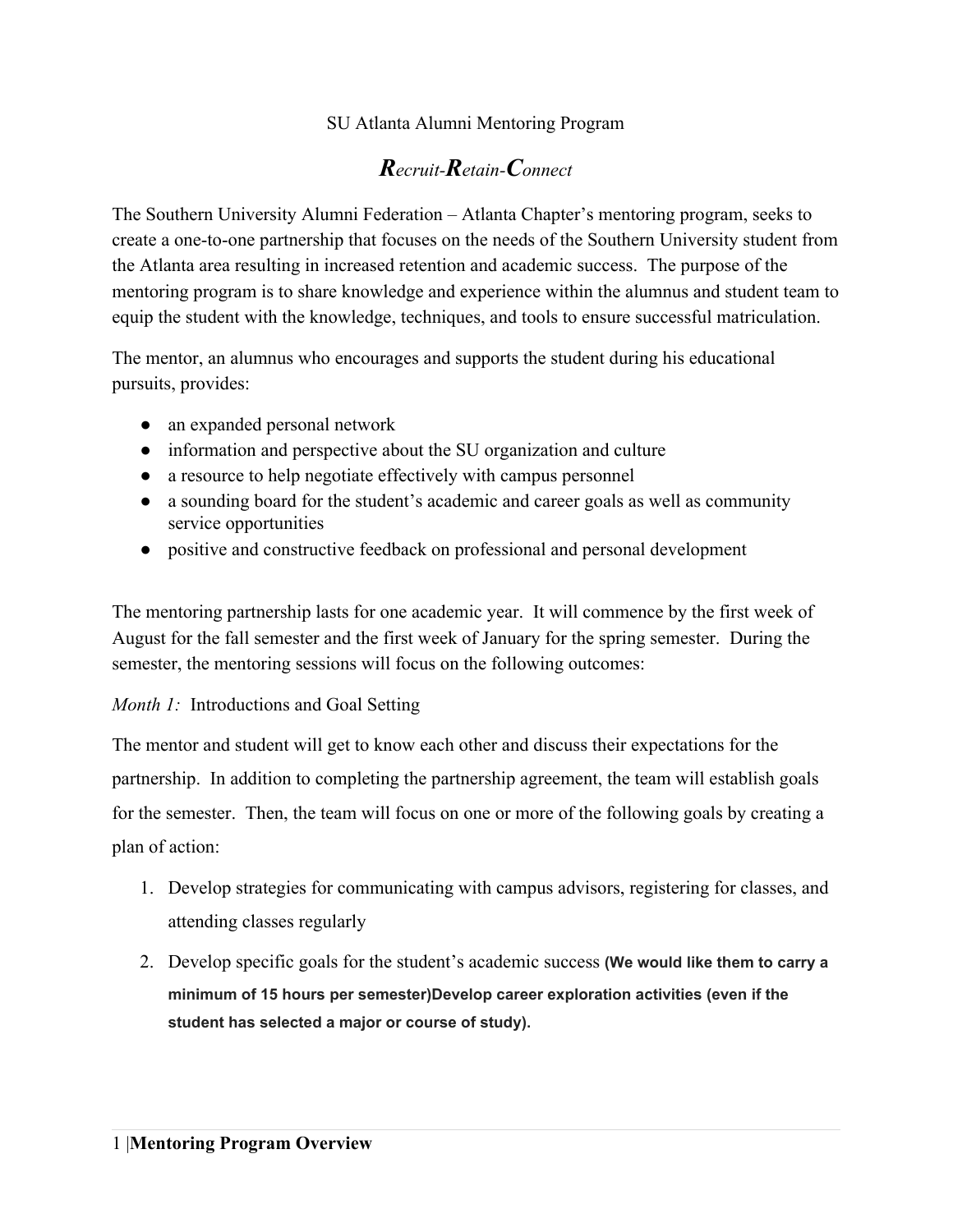SU Atlanta Alumni Mentoring Program

# ***R**ecruit-**R**etain-**C**onnect*

The Southern University Alumni Federation – Atlanta Chapter's mentoring program, seeks to create a one-to-one partnership that focuses on the needs of the Southern University student from the Atlanta area resulting in increased retention and academic success. The purpose of the mentoring program is to share knowledge and experience within the alumnus and student team to equip the student with the knowledge, techniques, and tools to ensure successful matriculation.

The mentor, an alumnus who encourages and supports the student during his educational pursuits, provides:

- an expanded personal network
- information and perspective about the SU organization and culture
- a resource to help negotiate effectively with campus personnel
- a sounding board for the student's academic and career goals as well as community service opportunities
- positive and constructive feedback on professional and personal development

The mentoring partnership lasts for one academic year. It will commence by the first week of August for the fall semester and the first week of January for the spring semester. During the semester, the mentoring sessions will focus on the following outcomes:

*Month 1:* Introductions and Goal Setting

The mentor and student will get to know each other and discuss their expectations for the partnership. In addition to completing the partnership agreement, the team will establish goals for the semester. Then, the team will focus on one or more of the following goals by creating a plan of action:

1. Develop strategies for communicating with campus advisors, registering for classes, and attending classes regularly
2. Develop specific goals for the student's academic success **(We would like them to carry a minimum of 15 hours per semester)Develop career exploration activities (even if the student has selected a major or course of study).**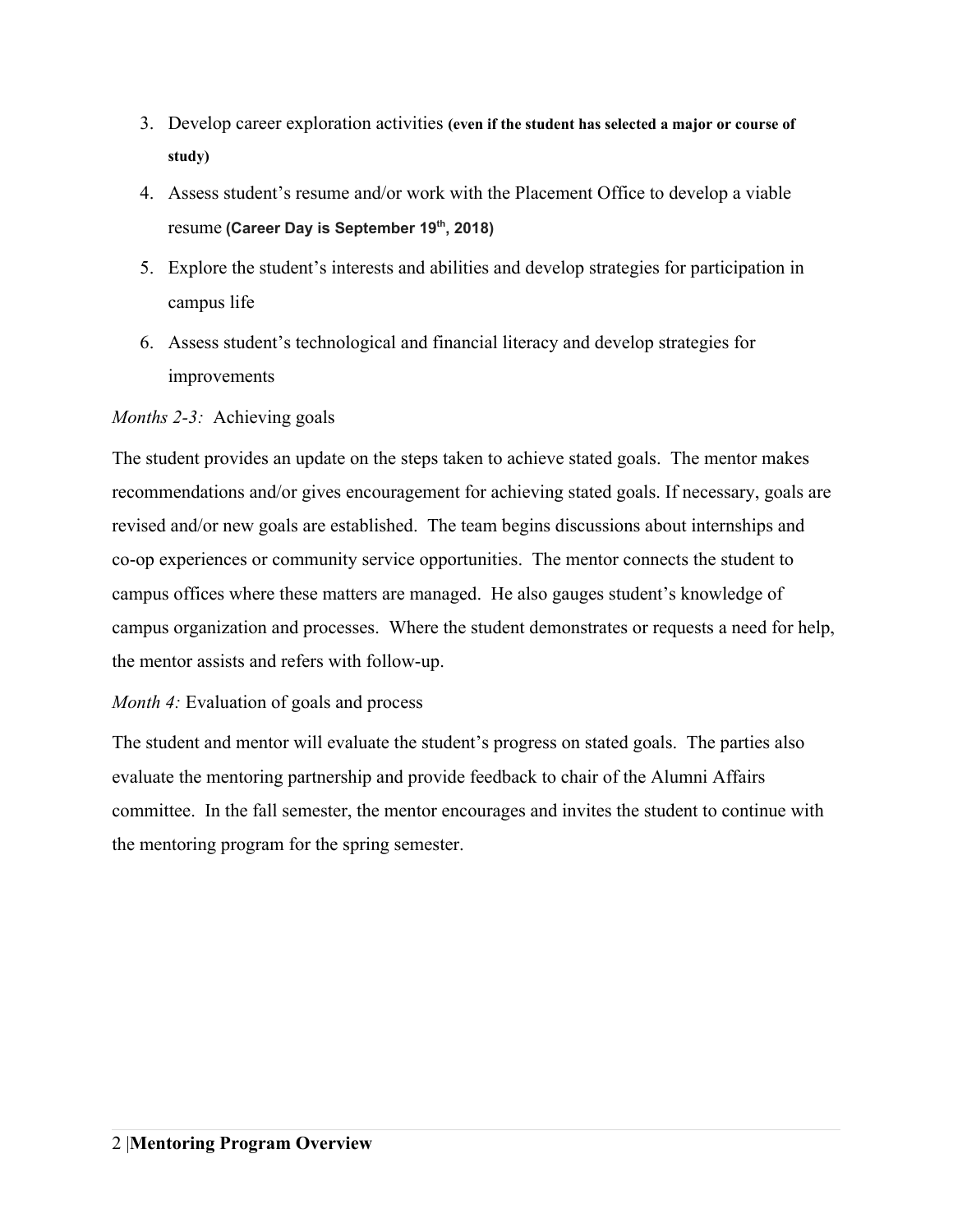3. Develop career exploration activities **(even if the student has selected a major or course of study)**
4. Assess student's resume and/or work with the Placement Office to develop a viable resume **(Career Day is September 19th, 2018)**
5. Explore the student's interests and abilities and develop strategies for participation in campus life
6. Assess student's technological and financial literacy and develop strategies for improvements

*Months 2-3:* Achieving goals

The student provides an update on the steps taken to achieve stated goals. The mentor makes recommendations and/or gives encouragement for achieving stated goals. If necessary, goals are revised and/or new goals are established. The team begins discussions about internships and co-op experiences or community service opportunities. The mentor connects the student to campus offices where these matters are managed. He also gauges student's knowledge of campus organization and processes. Where the student demonstrates or requests a need for help, the mentor assists and refers with follow-up.

*Month 4:* Evaluation of goals and process

The student and mentor will evaluate the student's progress on stated goals. The parties also evaluate the mentoring partnership and provide feedback to chair of the Alumni Affairs committee. In the fall semester, the mentor encourages and invites the student to continue with the mentoring program for the spring semester.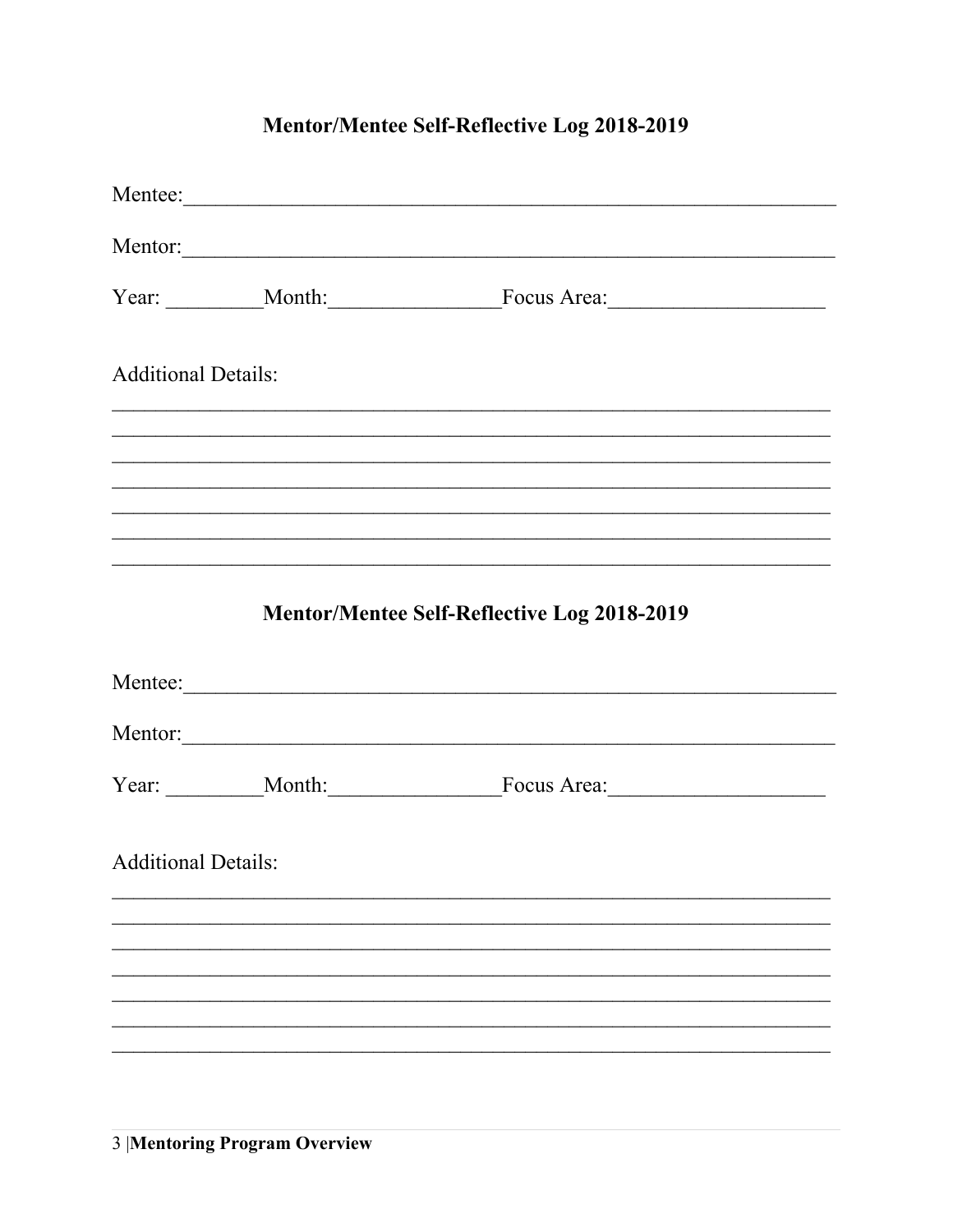## Mentor/Mentee Self-Reflective Log 2018-2019

Mentee:_______________________________________________________________

Mentor:_______________________________________________________________

Year: _________Month:________________Focus Area:____________________

Additional Details:

___________________________________________________________________

___________________________________________________________________

___________________________________________________________________

___________________________________________________________________

___________________________________________________________________

___________________________________________________________________

___________________________________________________________________

## Mentor/Mentee Self-Reflective Log 2018-2019

Mentee:_______________________________________________________________

Mentor:_______________________________________________________________

Year: _________Month:________________Focus Area:____________________

Additional Details:

___________________________________________________________________

___________________________________________________________________

___________________________________________________________________

___________________________________________________________________

___________________________________________________________________

___________________________________________________________________

___________________________________________________________________